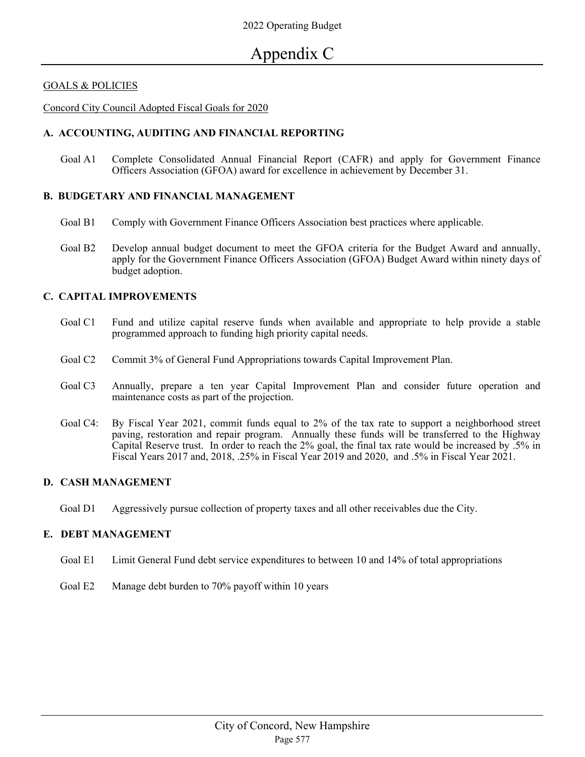# Appendix C

GOALS & POLICIES

Concord City Council Adopted Fiscal Goals for 2020

### A. ACCOUNTING, AUDITING AND FINANCIAL REPORTING

Goal A1 Complete Consolidated Annual Financial Report (CAFR) and apply for Government Finance Officers Association (GFOA) award for excellence in achievement by December 31.

### B. BUDGETARY AND FINANCIAL MANAGEMENT

Goal B1 Comply with Government Finance Officers Association best practices where applicable.

Goal B2 Develop annual budget document to meet the GFOA criteria for the Budget Award and annually, apply for the Government Finance Officers Association (GFOA) Budget Award within ninety days of budget adoption.

### C. CAPITAL IMPROVEMENTS

Goal C1 Fund and utilize capital reserve funds when available and appropriate to help provide a stable programmed approach to funding high priority capital needs.

Goal C2 Commit 3% of General Fund Appropriations towards Capital Improvement Plan.

Goal C3 Annually, prepare a ten year Capital Improvement Plan and consider future operation and maintenance costs as part of the projection.

Goal C4: By Fiscal Year 2021, commit funds equal to 2% of the tax rate to support a neighborhood street paving, restoration and repair program. Annually these funds will be transferred to the Highway Capital Reserve trust. In order to reach the 2% goal, the final tax rate would be increased by .5% in Fiscal Years 2017 and, 2018, .25% in Fiscal Year 2019 and 2020, and .5% in Fiscal Year 2021.

### D. CASH MANAGEMENT

Goal D1 Aggressively pursue collection of property taxes and all other receivables due the City.

### E. DEBT MANAGEMENT

Goal E1 Limit General Fund debt service expenditures to between 10 and 14% of total appropriations

Goal E2 Manage debt burden to 70% payoff within 10 years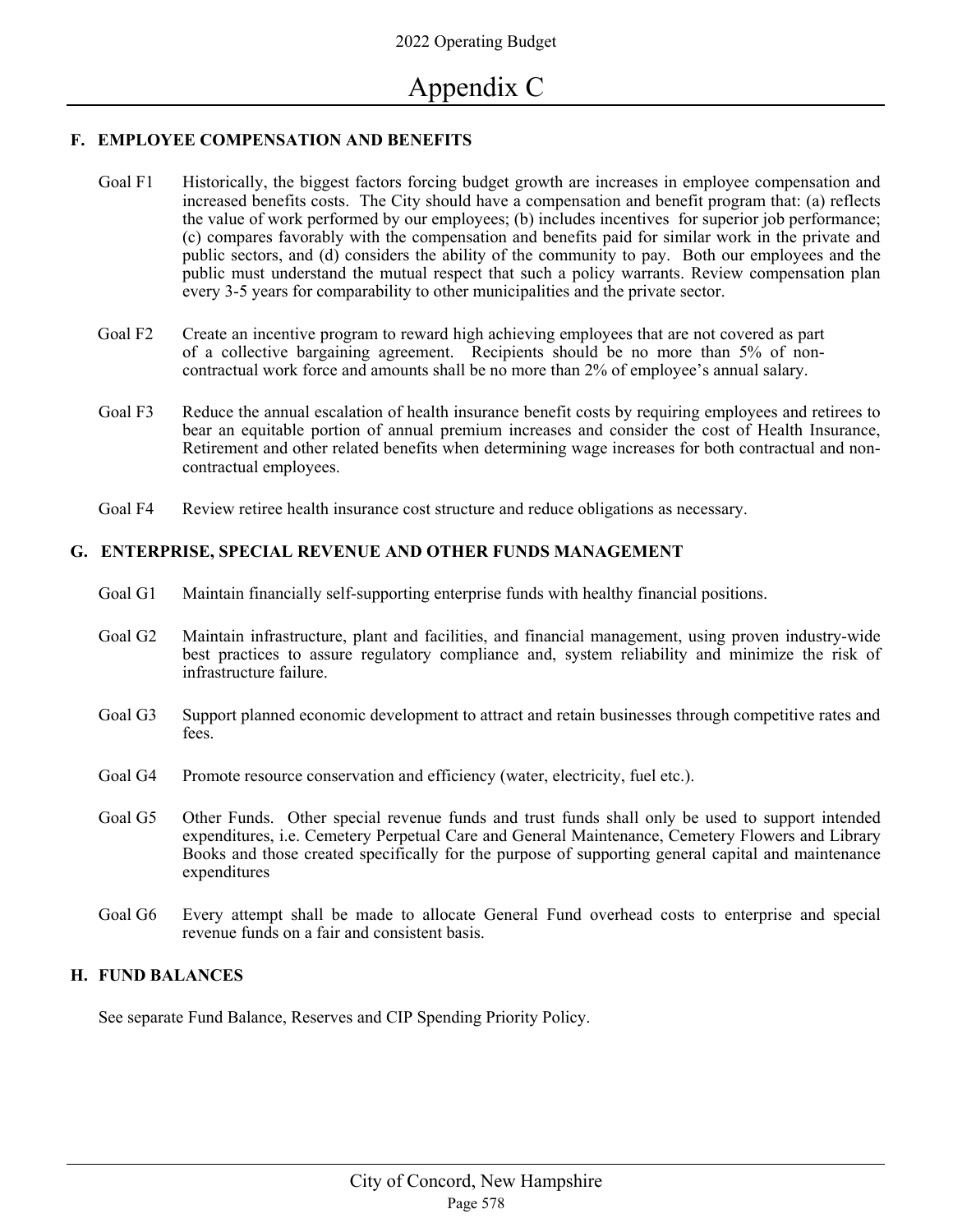# Appendix C

## F. EMPLOYEE COMPENSATION AND BENEFITS

Goal F1 Historically, the biggest factors forcing budget growth are increases in employee compensation and increased benefits costs. The City should have a compensation and benefit program that: (a) reflects the value of work performed by our employees; (b) includes incentives for superior job performance; (c) compares favorably with the compensation and benefits paid for similar work in the private and public sectors, and (d) considers the ability of the community to pay. Both our employees and the public must understand the mutual respect that such a policy warrants. Review compensation plan every 3-5 years for comparability to other municipalities and the private sector.

Goal F2 Create an incentive program to reward high achieving employees that are not covered as part of a collective bargaining agreement. Recipients should be no more than 5% of non-contractual work force and amounts shall be no more than 2% of employee's annual salary.

Goal F3 Reduce the annual escalation of health insurance benefit costs by requiring employees and retirees to bear an equitable portion of annual premium increases and consider the cost of Health Insurance, Retirement and other related benefits when determining wage increases for both contractual and non-contractual employees.

Goal F4 Review retiree health insurance cost structure and reduce obligations as necessary.

## G. ENTERPRISE, SPECIAL REVENUE AND OTHER FUNDS MANAGEMENT

Goal G1 Maintain financially self-supporting enterprise funds with healthy financial positions.

Goal G2 Maintain infrastructure, plant and facilities, and financial management, using proven industry-wide best practices to assure regulatory compliance and, system reliability and minimize the risk of infrastructure failure.

Goal G3 Support planned economic development to attract and retain businesses through competitive rates and fees.

Goal G4 Promote resource conservation and efficiency (water, electricity, fuel etc.).

Goal G5 Other Funds. Other special revenue funds and trust funds shall only be used to support intended expenditures, i.e. Cemetery Perpetual Care and General Maintenance, Cemetery Flowers and Library Books and those created specifically for the purpose of supporting general capital and maintenance expenditures

Goal G6 Every attempt shall be made to allocate General Fund overhead costs to enterprise and special revenue funds on a fair and consistent basis.

## H. FUND BALANCES

See separate Fund Balance, Reserves and CIP Spending Priority Policy.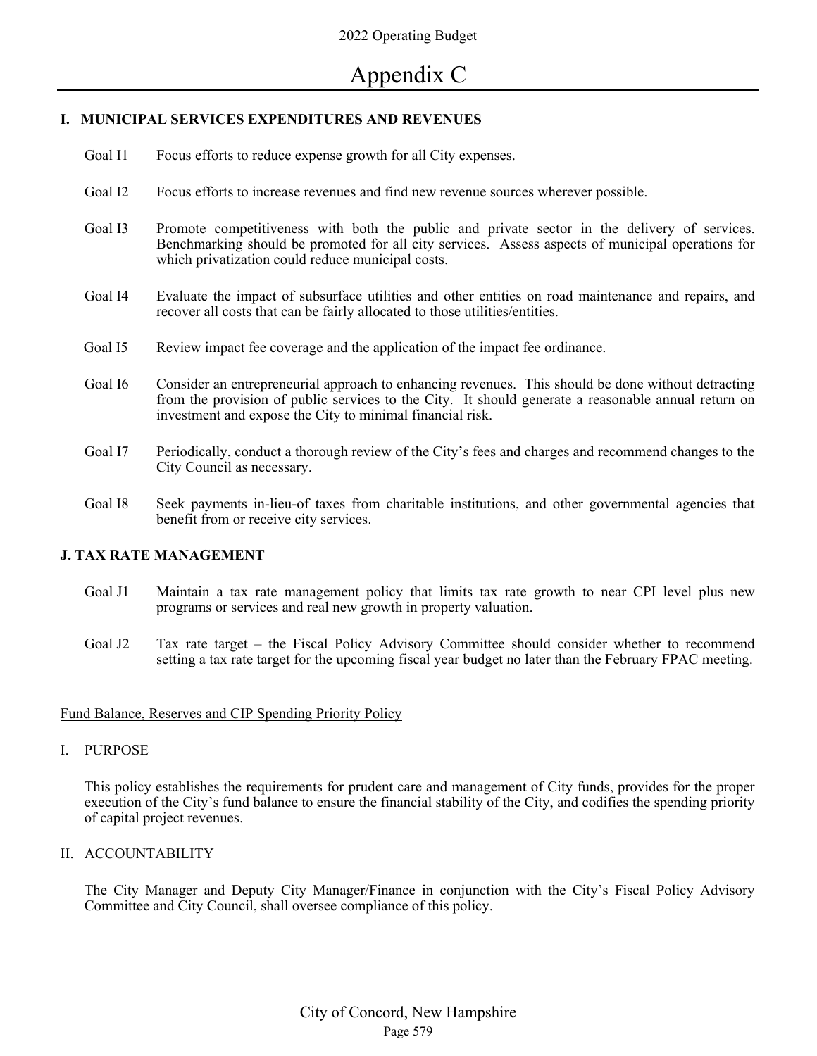# Appendix C

## I. MUNICIPAL SERVICES EXPENDITURES AND REVENUES

Goal I1 Focus efforts to reduce expense growth for all City expenses.

Goal I2 Focus efforts to increase revenues and find new revenue sources wherever possible.

Goal I3 Promote competitiveness with both the public and private sector in the delivery of services. Benchmarking should be promoted for all city services. Assess aspects of municipal operations for which privatization could reduce municipal costs.

Goal I4 Evaluate the impact of subsurface utilities and other entities on road maintenance and repairs, and recover all costs that can be fairly allocated to those utilities/entities.

Goal I5 Review impact fee coverage and the application of the impact fee ordinance.

Goal I6 Consider an entrepreneurial approach to enhancing revenues. This should be done without detracting from the provision of public services to the City. It should generate a reasonable annual return on investment and expose the City to minimal financial risk.

Goal I7 Periodically, conduct a thorough review of the City's fees and charges and recommend changes to the City Council as necessary.

Goal I8 Seek payments in-lieu-of taxes from charitable institutions, and other governmental agencies that benefit from or receive city services.

## J. TAX RATE MANAGEMENT

Goal J1 Maintain a tax rate management policy that limits tax rate growth to near CPI level plus new programs or services and real new growth in property valuation.

Goal J2 Tax rate target – the Fiscal Policy Advisory Committee should consider whether to recommend setting a tax rate target for the upcoming fiscal year budget no later than the February FPAC meeting.

<u>Fund Balance, Reserves and CIP Spending Priority Policy</u>

I. PURPOSE

This policy establishes the requirements for prudent care and management of City funds, provides for the proper execution of the City's fund balance to ensure the financial stability of the City, and codifies the spending priority of capital project revenues.

II. ACCOUNTABILITY

The City Manager and Deputy City Manager/Finance in conjunction with the City's Fiscal Policy Advisory Committee and City Council, shall oversee compliance of this policy.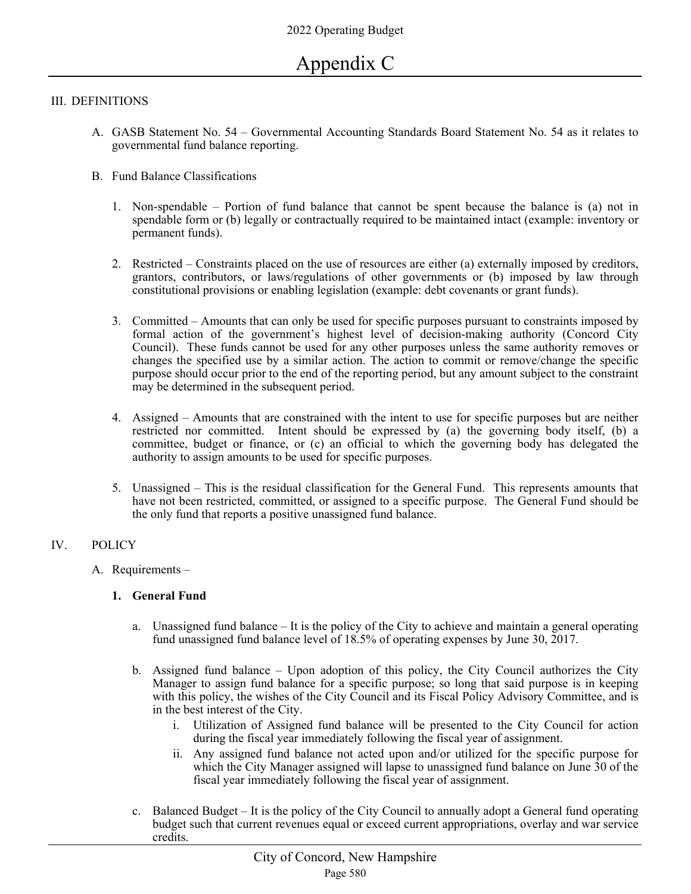# Appendix C

## III. DEFINITIONS

A. GASB Statement No. 54 – Governmental Accounting Standards Board Statement No. 54 as it relates to governmental fund balance reporting.

B. Fund Balance Classifications

1. Non-spendable – Portion of fund balance that cannot be spent because the balance is (a) not in spendable form or (b) legally or contractually required to be maintained intact (example: inventory or permanent funds).

2. Restricted – Constraints placed on the use of resources are either (a) externally imposed by creditors, grantors, contributors, or laws/regulations of other governments or (b) imposed by law through constitutional provisions or enabling legislation (example: debt covenants or grant funds).

3. Committed – Amounts that can only be used for specific purposes pursuant to constraints imposed by formal action of the government's highest level of decision-making authority (Concord City Council). These funds cannot be used for any other purposes unless the same authority removes or changes the specified use by a similar action. The action to commit or remove/change the specific purpose should occur prior to the end of the reporting period, but any amount subject to the constraint may be determined in the subsequent period.

4. Assigned – Amounts that are constrained with the intent to use for specific purposes but are neither restricted nor committed. Intent should be expressed by (a) the governing body itself, (b) a committee, budget or finance, or (c) an official to which the governing body has delegated the authority to assign amounts to be used for specific purposes.

5. Unassigned – This is the residual classification for the General Fund. This represents amounts that have not been restricted, committed, or assigned to a specific purpose. The General Fund should be the only fund that reports a positive unassigned fund balance.

## IV. POLICY

A. Requirements –

**1. General Fund**

a. Unassigned fund balance – It is the policy of the City to achieve and maintain a general operating fund unassigned fund balance level of 18.5% of operating expenses by June 30, 2017.

b. Assigned fund balance – Upon adoption of this policy, the City Council authorizes the City Manager to assign fund balance for a specific purpose; so long that said purpose is in keeping with this policy, the wishes of the City Council and its Fiscal Policy Advisory Committee, and is in the best interest of the City.

i. Utilization of Assigned fund balance will be presented to the City Council for action during the fiscal year immediately following the fiscal year of assignment.

ii. Any assigned fund balance not acted upon and/or utilized for the specific purpose for which the City Manager assigned will lapse to unassigned fund balance on June 30 of the fiscal year immediately following the fiscal year of assignment.

c. Balanced Budget – It is the policy of the City Council to annually adopt a General fund operating budget such that current revenues equal or exceed current appropriations, overlay and war service credits.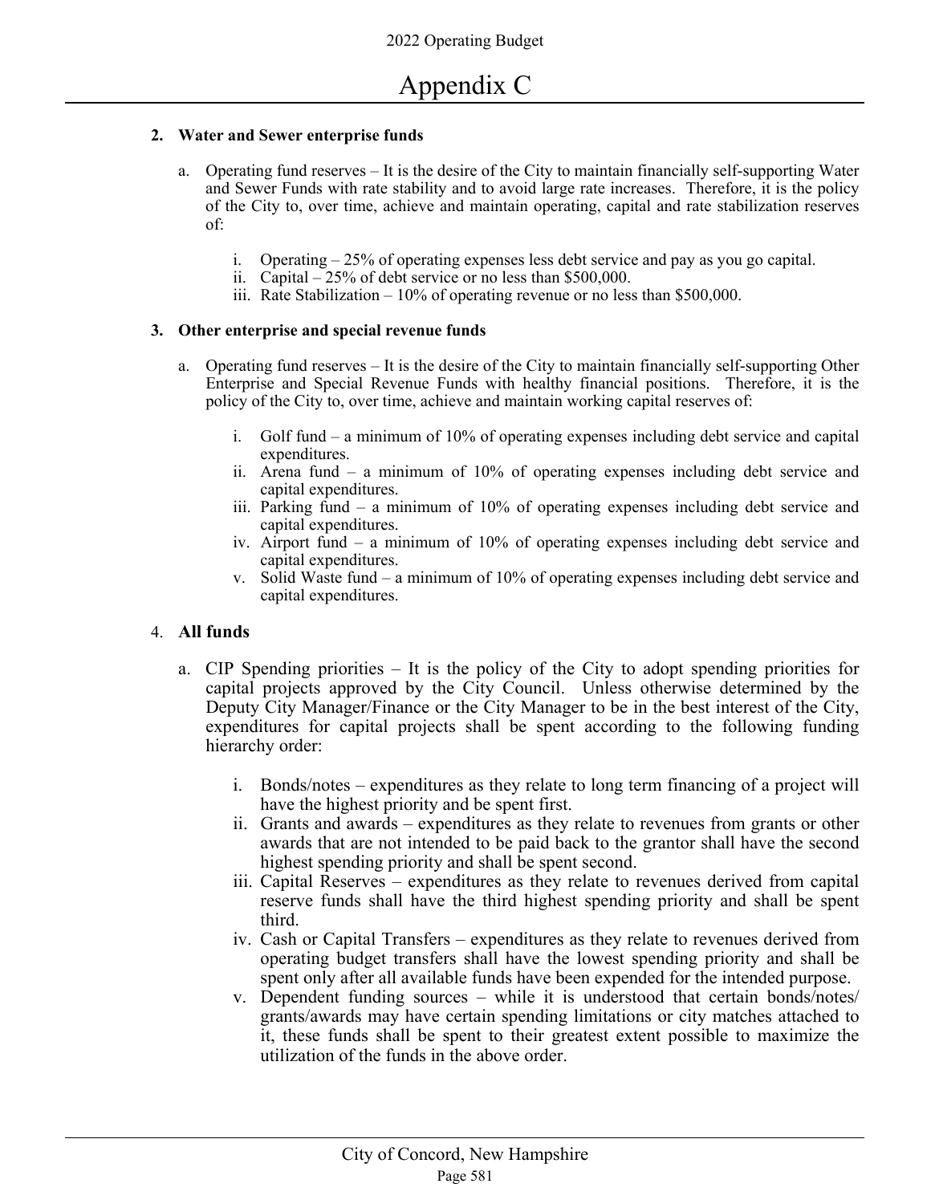## Appendix C

**2. Water and Sewer enterprise funds**

a. Operating fund reserves – It is the desire of the City to maintain financially self-supporting Water and Sewer Funds with rate stability and to avoid large rate increases. Therefore, it is the policy of the City to, over time, achieve and maintain operating, capital and rate stabilization reserves of:

   i. Operating – 25% of operating expenses less debt service and pay as you go capital.
   ii. Capital – 25% of debt service or no less than $500,000.
   iii. Rate Stabilization – 10% of operating revenue or no less than $500,000.

**3. Other enterprise and special revenue funds**

a. Operating fund reserves – It is the desire of the City to maintain financially self-supporting Other Enterprise and Special Revenue Funds with healthy financial positions. Therefore, it is the policy of the City to, over time, achieve and maintain working capital reserves of:

   i. Golf fund – a minimum of 10% of operating expenses including debt service and capital expenditures.
   ii. Arena fund – a minimum of 10% of operating expenses including debt service and capital expenditures.
   iii. Parking fund – a minimum of 10% of operating expenses including debt service and capital expenditures.
   iv. Airport fund – a minimum of 10% of operating expenses including debt service and capital expenditures.
   v. Solid Waste fund – a minimum of 10% of operating expenses including debt service and capital expenditures.

4. **All funds**

a. CIP Spending priorities – It is the policy of the City to adopt spending priorities for capital projects approved by the City Council. Unless otherwise determined by the Deputy City Manager/Finance or the City Manager to be in the best interest of the City, expenditures for capital projects shall be spent according to the following funding hierarchy order:

   i. Bonds/notes – expenditures as they relate to long term financing of a project will have the highest priority and be spent first.
   ii. Grants and awards – expenditures as they relate to revenues from grants or other awards that are not intended to be paid back to the grantor shall have the second highest spending priority and shall be spent second.
   iii. Capital Reserves – expenditures as they relate to revenues derived from capital reserve funds shall have the third highest spending priority and shall be spent third.
   iv. Cash or Capital Transfers – expenditures as they relate to revenues derived from operating budget transfers shall have the lowest spending priority and shall be spent only after all available funds have been expended for the intended purpose.
   v. Dependent funding sources – while it is understood that certain bonds/notes/ grants/awards may have certain spending limitations or city matches attached to it, these funds shall be spent to their greatest extent possible to maximize the utilization of the funds in the above order.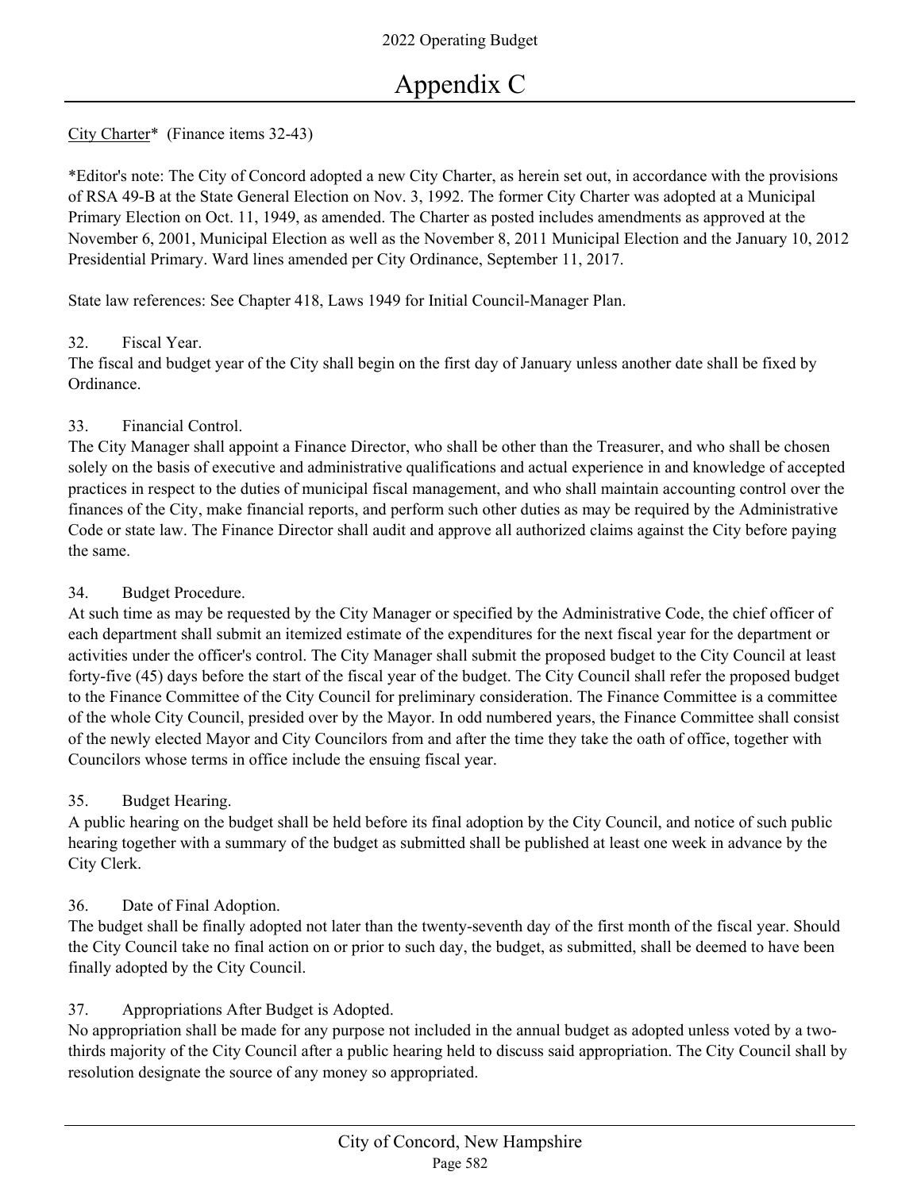# Appendix C

City Charter* (Finance items 32-43)

*Editor's note: The City of Concord adopted a new City Charter, as herein set out, in accordance with the provisions of RSA 49-B at the State General Election on Nov. 3, 1992. The former City Charter was adopted at a Municipal Primary Election on Oct. 11, 1949, as amended. The Charter as posted includes amendments as approved at the November 6, 2001, Municipal Election as well as the November 8, 2011 Municipal Election and the January 10, 2012 Presidential Primary. Ward lines amended per City Ordinance, September 11, 2017.

State law references: See Chapter 418, Laws 1949 for Initial Council-Manager Plan.

32. Fiscal Year.

The fiscal and budget year of the City shall begin on the first day of January unless another date shall be fixed by Ordinance.

33. Financial Control.

The City Manager shall appoint a Finance Director, who shall be other than the Treasurer, and who shall be chosen solely on the basis of executive and administrative qualifications and actual experience in and knowledge of accepted practices in respect to the duties of municipal fiscal management, and who shall maintain accounting control over the finances of the City, make financial reports, and perform such other duties as may be required by the Administrative Code or state law. The Finance Director shall audit and approve all authorized claims against the City before paying the same.

34. Budget Procedure.

At such time as may be requested by the City Manager or specified by the Administrative Code, the chief officer of each department shall submit an itemized estimate of the expenditures for the next fiscal year for the department or activities under the officer's control. The City Manager shall submit the proposed budget to the City Council at least forty-five (45) days before the start of the fiscal year of the budget. The City Council shall refer the proposed budget to the Finance Committee of the City Council for preliminary consideration. The Finance Committee is a committee of the whole City Council, presided over by the Mayor. In odd numbered years, the Finance Committee shall consist of the newly elected Mayor and City Councilors from and after the time they take the oath of office, together with Councilors whose terms in office include the ensuing fiscal year.

35. Budget Hearing.

A public hearing on the budget shall be held before its final adoption by the City Council, and notice of such public hearing together with a summary of the budget as submitted shall be published at least one week in advance by the City Clerk.

36. Date of Final Adoption.

The budget shall be finally adopted not later than the twenty-seventh day of the first month of the fiscal year. Should the City Council take no final action on or prior to such day, the budget, as submitted, shall be deemed to have been finally adopted by the City Council.

37. Appropriations After Budget is Adopted.

No appropriation shall be made for any purpose not included in the annual budget as adopted unless voted by a two-thirds majority of the City Council after a public hearing held to discuss said appropriation. The City Council shall by resolution designate the source of any money so appropriated.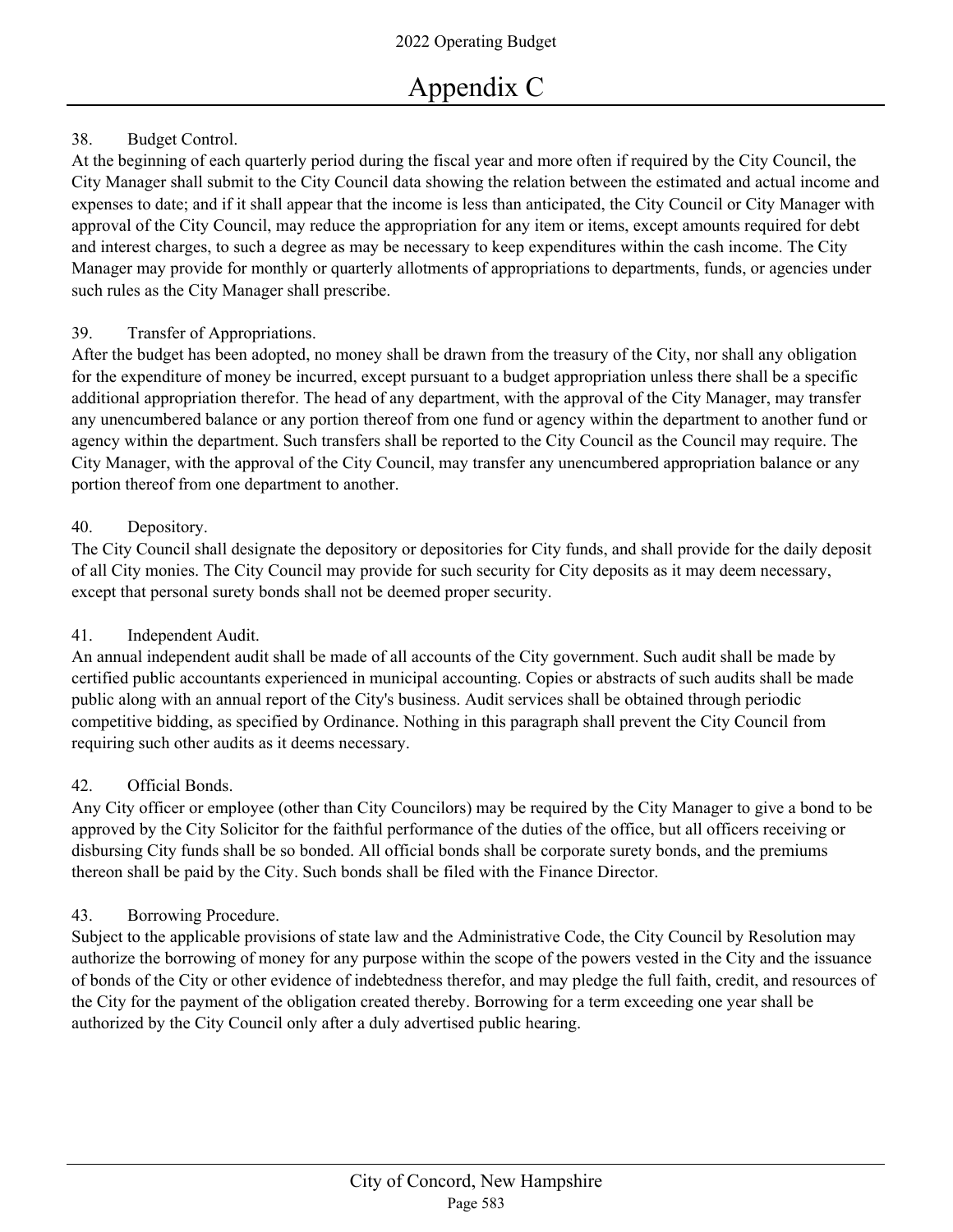# Appendix C

38. Budget Control.

At the beginning of each quarterly period during the fiscal year and more often if required by the City Council, the City Manager shall submit to the City Council data showing the relation between the estimated and actual income and expenses to date; and if it shall appear that the income is less than anticipated, the City Council or City Manager with approval of the City Council, may reduce the appropriation for any item or items, except amounts required for debt and interest charges, to such a degree as may be necessary to keep expenditures within the cash income. The City Manager may provide for monthly or quarterly allotments of appropriations to departments, funds, or agencies under such rules as the City Manager shall prescribe.

39. Transfer of Appropriations.

After the budget has been adopted, no money shall be drawn from the treasury of the City, nor shall any obligation for the expenditure of money be incurred, except pursuant to a budget appropriation unless there shall be a specific additional appropriation therefor. The head of any department, with the approval of the City Manager, may transfer any unencumbered balance or any portion thereof from one fund or agency within the department to another fund or agency within the department. Such transfers shall be reported to the City Council as the Council may require. The City Manager, with the approval of the City Council, may transfer any unencumbered appropriation balance or any portion thereof from one department to another.

40. Depository.

The City Council shall designate the depository or depositories for City funds, and shall provide for the daily deposit of all City monies. The City Council may provide for such security for City deposits as it may deem necessary, except that personal surety bonds shall not be deemed proper security.

41. Independent Audit.

An annual independent audit shall be made of all accounts of the City government. Such audit shall be made by certified public accountants experienced in municipal accounting. Copies or abstracts of such audits shall be made public along with an annual report of the City's business. Audit services shall be obtained through periodic competitive bidding, as specified by Ordinance. Nothing in this paragraph shall prevent the City Council from requiring such other audits as it deems necessary.

42. Official Bonds.

Any City officer or employee (other than City Councilors) may be required by the City Manager to give a bond to be approved by the City Solicitor for the faithful performance of the duties of the office, but all officers receiving or disbursing City funds shall be so bonded. All official bonds shall be corporate surety bonds, and the premiums thereon shall be paid by the City. Such bonds shall be filed with the Finance Director.

43. Borrowing Procedure.

Subject to the applicable provisions of state law and the Administrative Code, the City Council by Resolution may authorize the borrowing of money for any purpose within the scope of the powers vested in the City and the issuance of bonds of the City or other evidence of indebtedness therefor, and may pledge the full faith, credit, and resources of the City for the payment of the obligation created thereby. Borrowing for a term exceeding one year shall be authorized by the City Council only after a duly advertised public hearing.